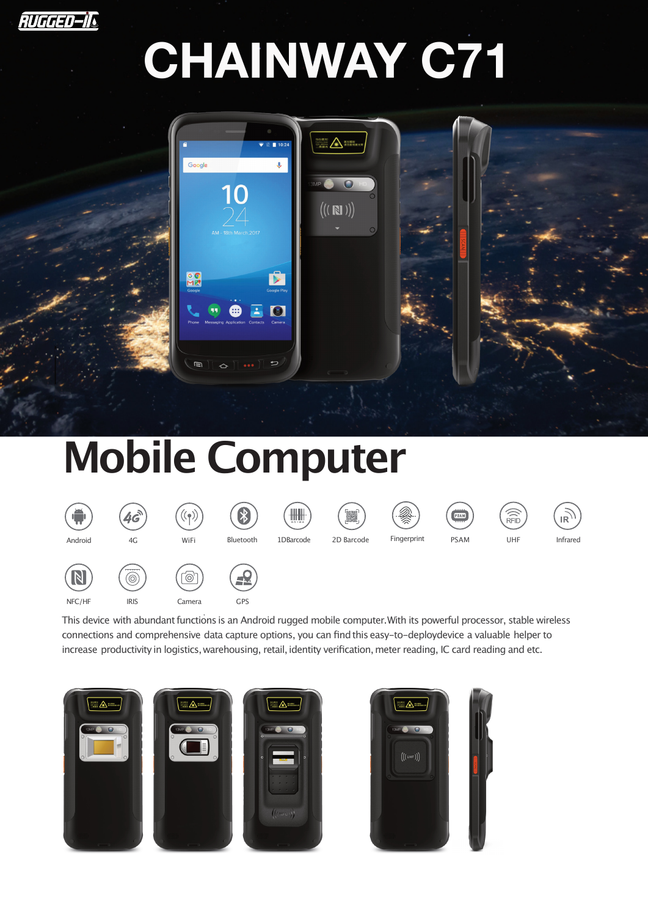# CHAINWAY C71

# Mobile Computer

Android | 4G | WiFi | Bluetooth | 1DBarcode | 2D Barcode | Fingerprint | PSAM | UHF | Infrared

NFC/HF | IRIS | Camera | GPS

This device with abundant functions is an Android rugged mobile computer. With its powerful processor, stable wireless connections and comprehensive data capture options, you can find this easy-to-deploydevice a valuable helper to increase productivity in logistics, warehousing, retail, identity verification, meter reading, IC card reading and etc.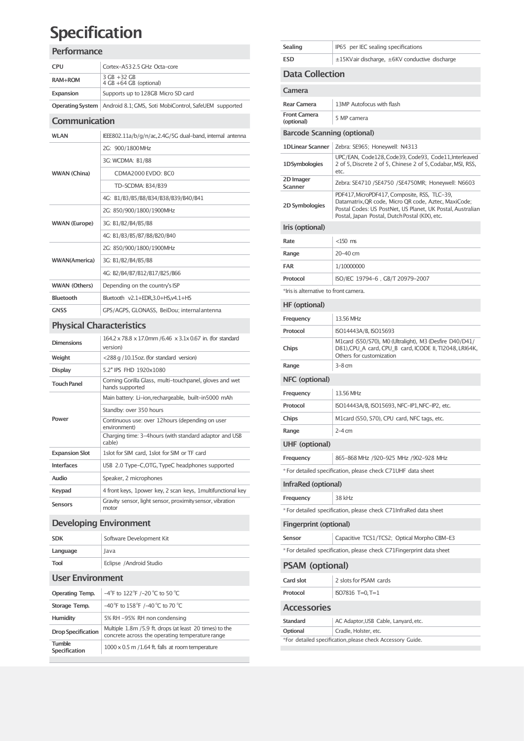# Specification

## Performance

| | |
|---|---|
| **CPU** | Cortex-A53 2.5 GHz Octa-core |
| **RAM+ROM** | 3 GB +32 GB<br>4 GB +64 GB (optional) |
| **Expansion** | Supports up to 128GB Micro SD card |
| **Operating System** | Android 8.1; GMS, Soti MobiControl, SafeUEM supported |

## Communication

| | |
|---|---|
| **WLAN** | IEEE802.11a/b/g/n/ac, 2.4G/5G dual-band, internal antenna |
| **WWAN (China)** | 2G: 900/1800 MHz |
| | 3G: WCDMA: B1/B8 |
| | CDMA2000 EVDO: BC0 |
| | TD-SCDMA: B34/B39 |
| | 4G: B1/B3/B5/B8/B34/B38/B39/B40/B41 |
| **WWAN (Europe)** | 2G: 850/900/1800/1900MHz |
| | 3G: B1/B2/B4/B5/B8 |
| | 4G: B1/B3/B5/B7/B8/B20/B40 |
| **WWAN(America)** | 2G: 850/900/1800/1900MHz |
| | 3G: B1/B2/B4/B5/B8 |
| | 4G: B2/B4/B7/B12/B17/B25/B66 |
| **WWAN (Others)** | Depending on the country's ISP |
| **Bluetooth** | Bluetooth v2.1+EDR, 3.0+HS, v4.1+HS |
| **GNSS** | GPS/AGPS, GLONASS, BeiDou; internal antenna |

## Physical Characteristics

| | |
|---|---|
| **Dimensions** | 164.2 x 78.8 x 17.0mm /6.46 x 3.1x 0.67 in. (for standard version) |
| **Weight** | <288 g /10.15oz. (for standard version) |
| **Display** | 5.2" IPS FHD 1920x1080 |
| **Touch Panel** | Corning Gorilla Glass, multi-touchpanel, gloves and wet hands supported |
| **Power** | Main battery: Li-ion, rechargeable, built-in 5000 mAh |
| | Standby: over 350 hours |
| | Continuous use: over 12 hours (depending on user environment) |
| | Charging time: 3-4 hours (with standard adaptor and USB cable) |
| **Expansion Slot** | 1 slot for SIM card, 1 slot for SIM or TF card |
| **Interfaces** | USB 2.0 Type-C, OTG, TypeC headphones supported |
| **Audio** | Speaker, 2 microphones |
| **Keypad** | 4 front keys, 1 power key, 2 scan keys, 1 multifunctional key |
| **Sensors** | Gravity sensor, light sensor, proximity sensor, vibration motor |

## Developing Environment

| | |
|---|---|
| **SDK** | Software Development Kit |
| **Language** | Java |
| **Tool** | Eclipse /Android Studio |

## User Environment

| | |
|---|---|
| **Operating Temp.** | -4°F to 122°F /-20 °C to 50 °C |
| **Storage Temp.** | -40°F to 158°F /-40 °C to 70 °C |
| **Humidity** | 5% RH -95% RH non condensing |
| **Drop Specification** | Multiple 1.8m /5.9 ft. drops (at least 20 times) to the concrete across the operating temperature range |
| **Tumble Specification** | 1000 x 0.5 m /1.64 ft. falls at room temperature |

| | |
|---|---|
| **Sealing** | IP65 per IEC sealing specifications |
| **ESD** | ±15KV air discharge, ±6KV conductive discharge |

## Data Collection

### Camera

| | |
|---|---|
| **Rear Camera** | 13MP Autofocus with flash |
| **Front Camera (optional)** | 5 MP camera |

### Barcode Scanning (optional)

| | |
|---|---|
| **1D Linear Scanner** | Zebra: SE965; Honeywell: N4313 |
| **1D Symbologies** | UPC/EAN, Code128, Code39, Code93, Code11, Interleaved 2 of 5, Discrete 2 of 5, Chinese 2 of 5, Codabar, MSI, RSS, etc. |
| **2D Imager Scanner** | Zebra: SE4710 /SE4750 /SE4750MR; Honeywell: N6603 |
| **2D Symbologies** | PDF417, MicroPDF417, Composite, RSS, TLC-39, Datamatrix, QR code, Micro QR code, Aztec, MaxiCode; Postal Codes: US PostNet, US Planet, UK Postal, Australian Postal, Japan Postal, Dutch Postal (KIX), etc. |

### Iris (optional)

| | |
|---|---|
| **Rate** | <150 ms |
| **Range** | 20-40 cm |
| **FAR** | 1/10000000 |
| **Protocol** | ISO/IEC 19794-6, GB/T 20979-2007 |

*Iris is alternative to front camera.

### HF (optional)

| | |
|---|---|
| **Frequency** | 13.56 MHz |
| **Protocol** | ISO14443A/B, ISO15693 |
| **Chips** | M1 card (S50/S70), M0 (Ultralight), M3 (Desfire D40/D41/D81), CPU_A card, CPU_B card, ICODE II, TI2048, LRI64K, Others for customization |
| **Range** | 3-8 cm |

### NFC (optional)

| | |
|---|---|
| **Frequency** | 13.56 MHz |
| **Protocol** | ISO14443A/B, ISO15693, NFC-IP1, NFC-IP2, etc. |
| **Chips** | M1 card (S50, S70), CPU card, NFC tags, etc. |
| **Range** | 2-4 cm |

### UHF (optional)

| | |
|---|---|
| **Frequency** | 865-868 MHz /920-925 MHz /902-928 MHz |

* For detailed specification, please check C71UHF data sheet

### InfraRed (optional)

| | |
|---|---|
| **Frequency** | 38 kHz |

* For detailed specification, please check C71InfraRed data sheet

### Fingerprint (optional)

| | |
|---|---|
| **Sensor** | Capacitive TCS1/TCS2; Optical Morpho CBM-E3 |

* For detailed specification, please check C71Fingerprint data sheet

## PSAM (optional)

| | |
|---|---|
| **Card slot** | 2 slots for PSAM cards |
| **Protocol** | ISO7816 T=0, T=1 |

## Accessories

| | |
|---|---|
| **Standard** | AC Adaptor, USB Cable, Lanyard, etc. |
| **Optional** | Cradle, Holster, etc. |

*For detailed specification, please check Accessory Guide.